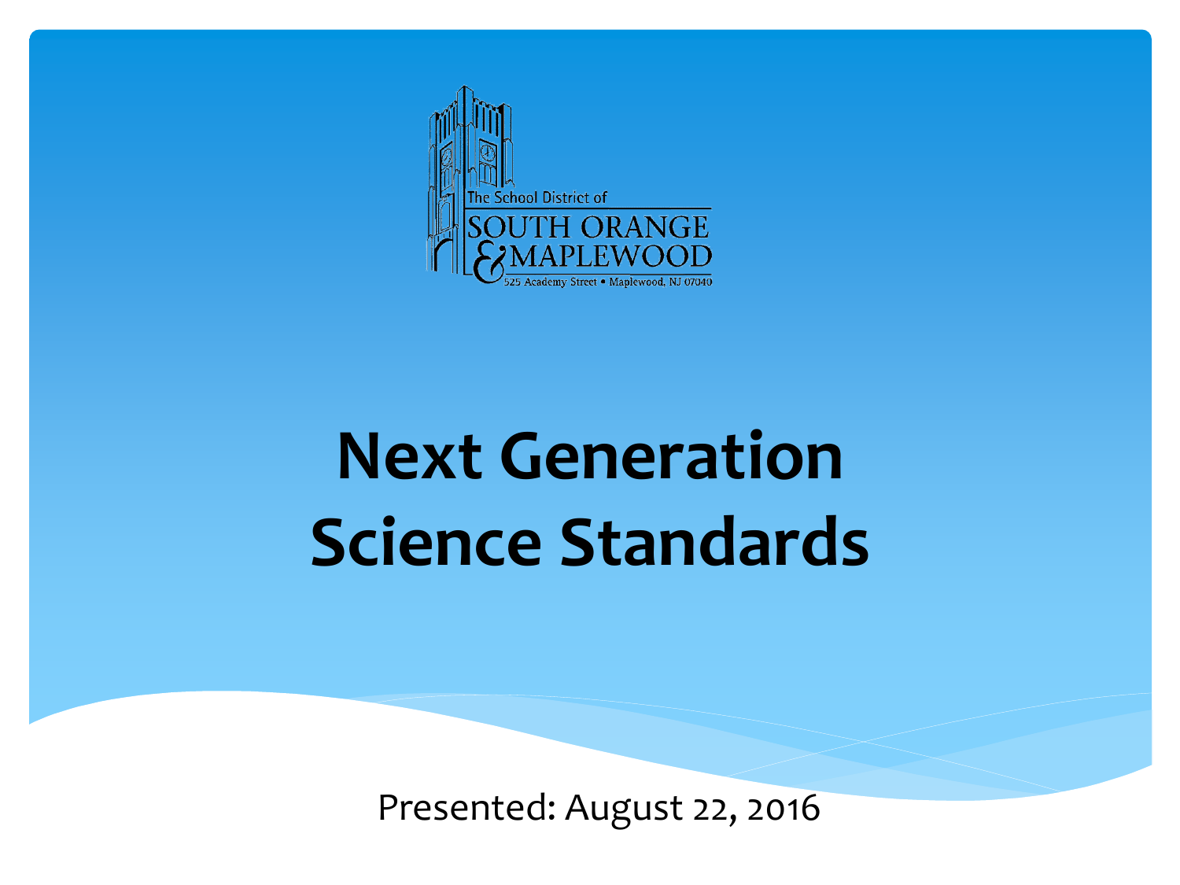The School District of
SOUTH ORANGE
& MAPLEWOOD
525 Academy Street • Maplewood, NJ 07040

# Next Generation Science Standards

Presented: August 22, 2016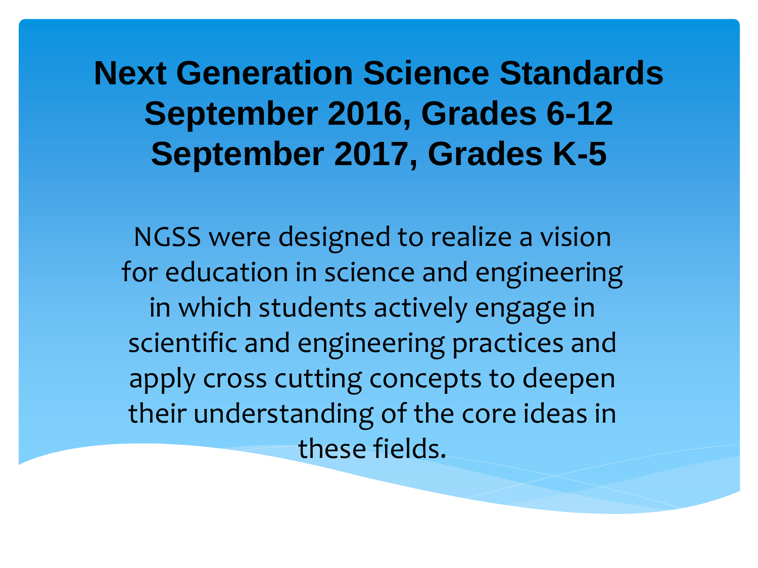# Next Generation Science Standards
# September 2016, Grades 6-12
# September 2017, Grades K-5

NGSS were designed to realize a vision for education in science and engineering in which students actively engage in scientific and engineering practices and apply cross cutting concepts to deepen their understanding of the core ideas in these fields.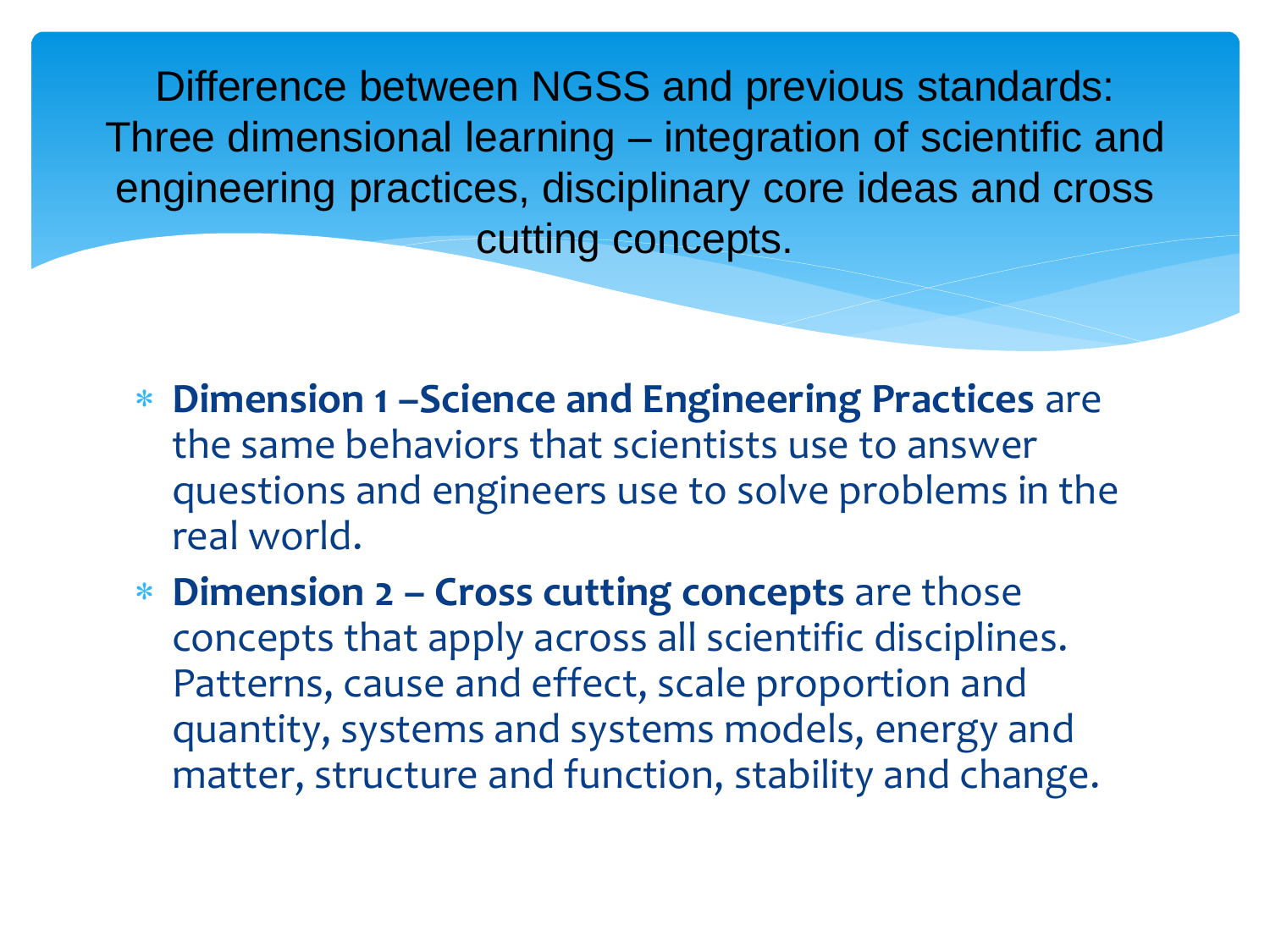# Difference between NGSS and previous standards: Three dimensional learning – integration of scientific and engineering practices, disciplinary core ideas and cross cutting concepts.

- **Dimension 1 –Science and Engineering Practices** are the same behaviors that scientists use to answer questions and engineers use to solve problems in the real world.
- **Dimension 2 – Cross cutting concepts** are those concepts that apply across all scientific disciplines. Patterns, cause and effect, scale proportion and quantity, systems and systems models, energy and matter, structure and function, stability and change.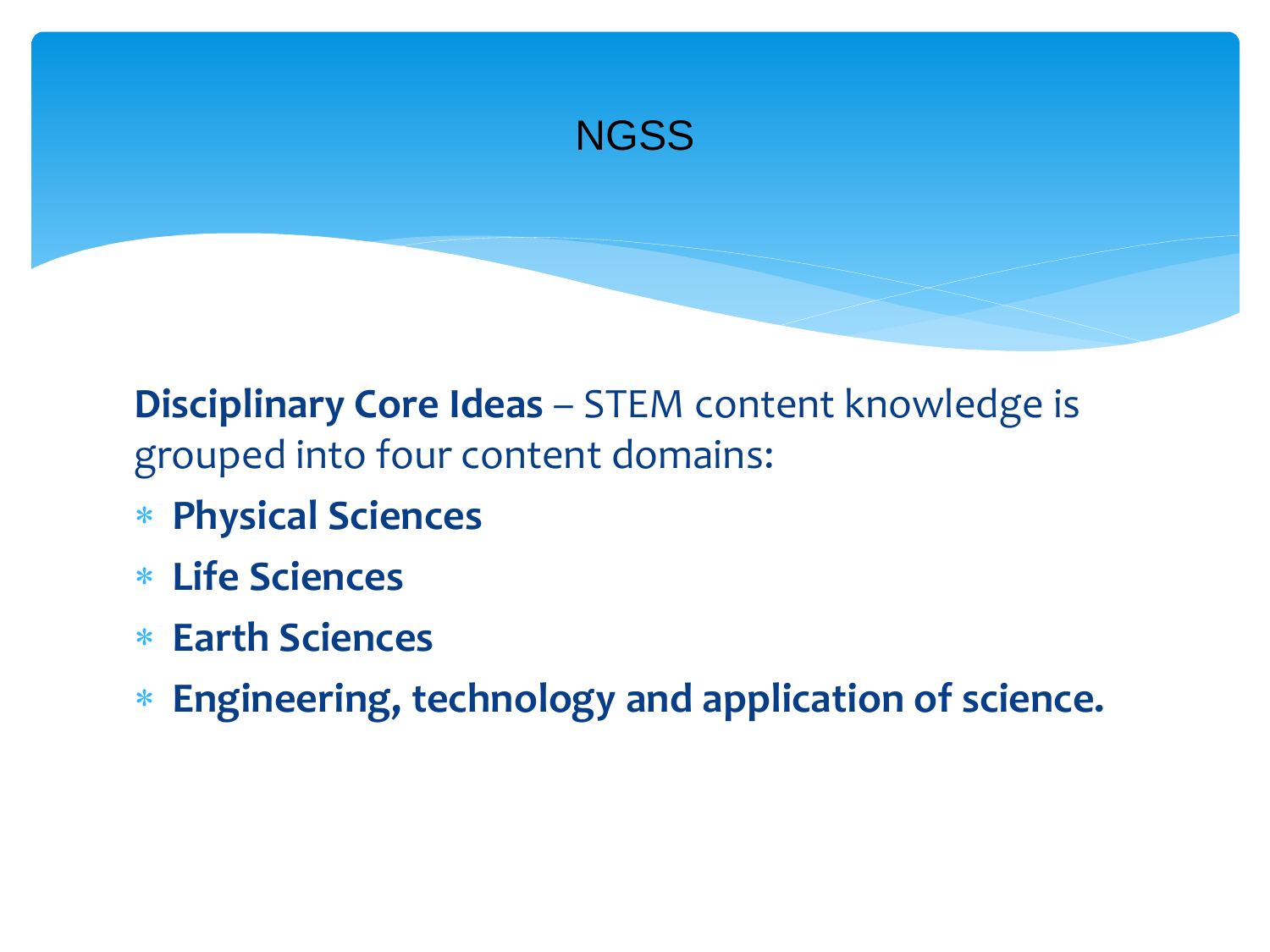# NGSS

**Disciplinary Core Ideas** – STEM content knowledge is grouped into four content domains:

* **Physical Sciences**
* **Life Sciences**
* **Earth Sciences**
* **Engineering, technology and application of science.**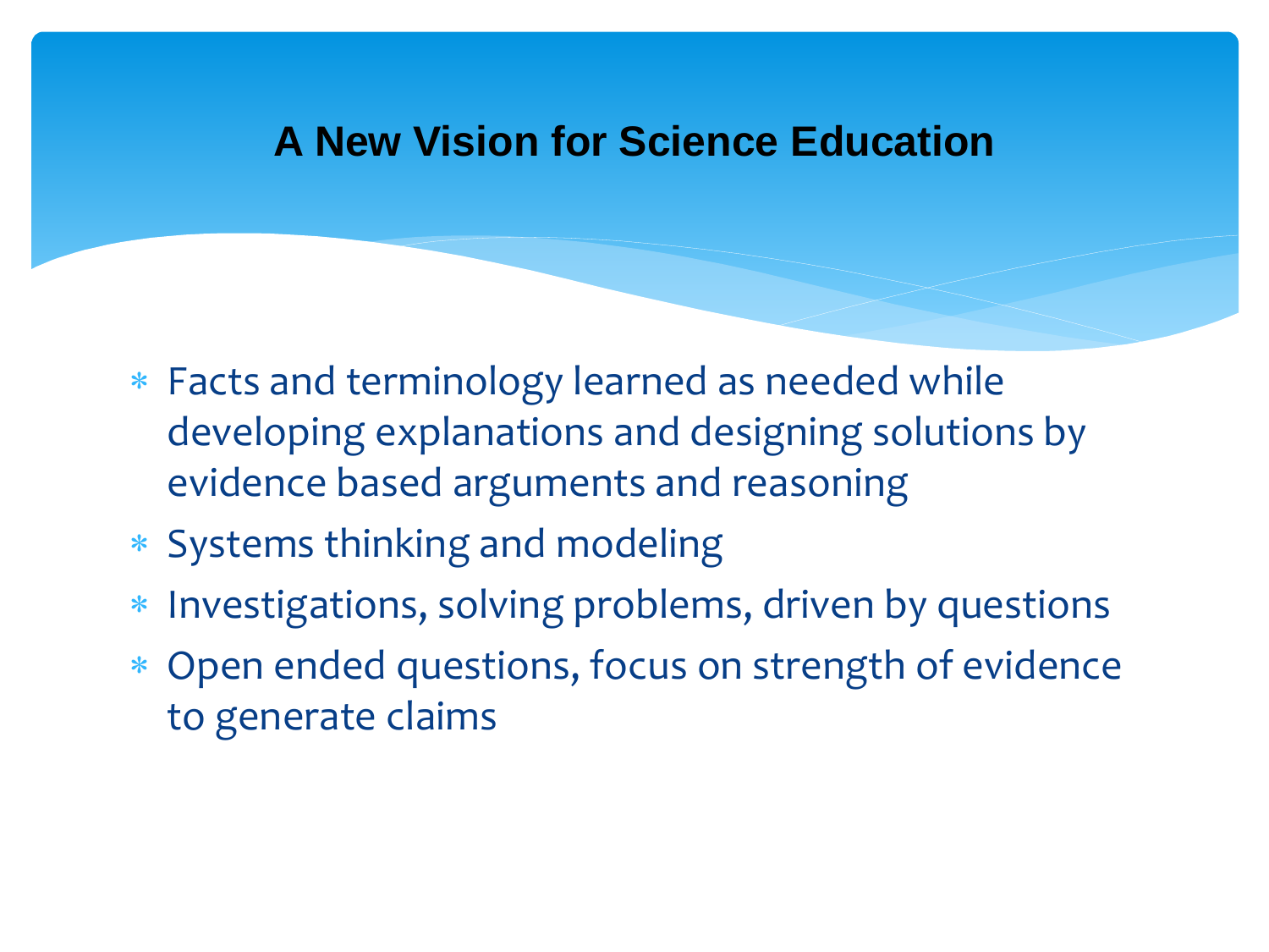# A New Vision for Science Education

- Facts and terminology learned as needed while developing explanations and designing solutions by evidence based arguments and reasoning
- Systems thinking and modeling
- Investigations, solving problems, driven by questions
- Open ended questions, focus on strength of evidence to generate claims